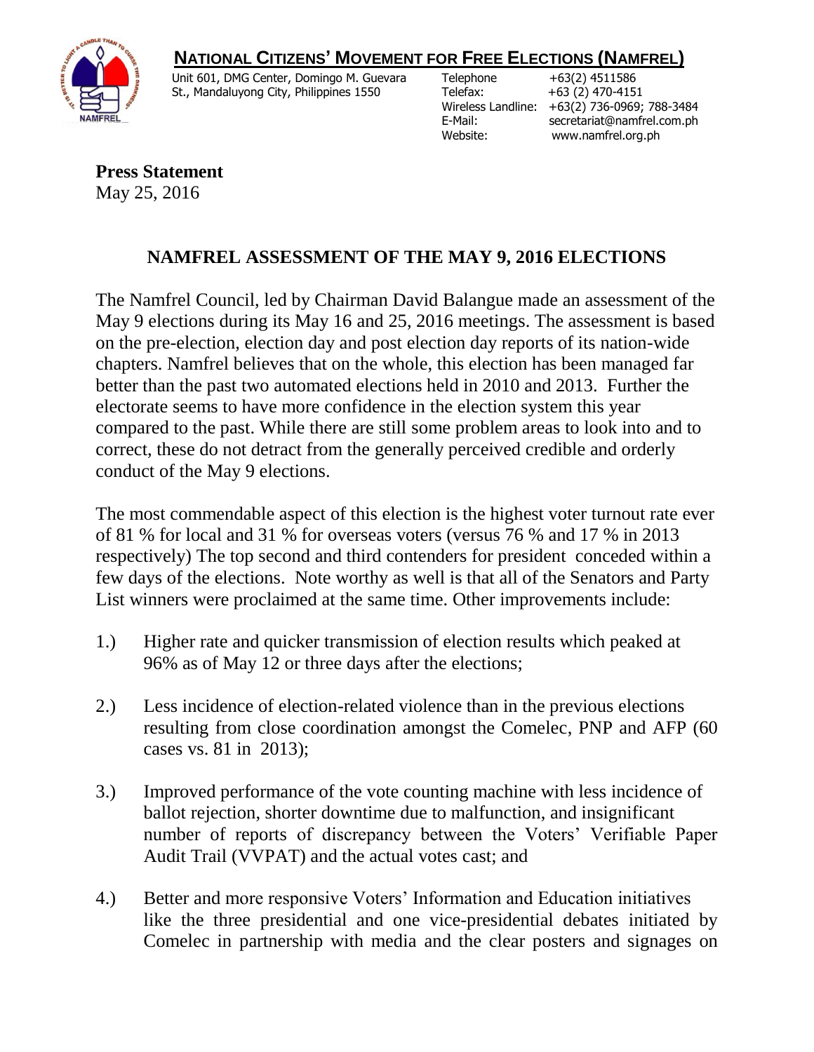## NATIONAL CITIZENS' MOVEMENT FOR FREE ELECTIONS (NAMFREL)

Unit 601, DMG Center, Domingo M. Guevara St., Mandaluyong City, Philippines 1550

Telephone: +63(2) 4511586
Telefax: +63 (2) 470-4151
Wireless Landline: +63(2) 736-0969; 788-3484
E-Mail: secretariat@namfrel.com.ph
Website: www.namfrel.org.ph

**Press Statement**
May 25, 2016

# NAMFREL ASSESSMENT OF THE MAY 9, 2016 ELECTIONS

The Namfrel Council, led by Chairman David Balangue made an assessment of the May 9 elections during its May 16 and 25, 2016 meetings. The assessment is based on the pre-election, election day and post election day reports of its nation-wide chapters. Namfrel believes that on the whole, this election has been managed far better than the past two automated elections held in 2010 and 2013. Further the electorate seems to have more confidence in the election system this year compared to the past. While there are still some problem areas to look into and to correct, these do not detract from the generally perceived credible and orderly conduct of the May 9 elections.

The most commendable aspect of this election is the highest voter turnout rate ever of 81 % for local and 31 % for overseas voters (versus 76 % and 17 % in 2013 respectively) The top second and third contenders for president conceded within a few days of the elections. Note worthy as well is that all of the Senators and Party List winners were proclaimed at the same time. Other improvements include:

1.) Higher rate and quicker transmission of election results which peaked at 96% as of May 12 or three days after the elections;

2.) Less incidence of election-related violence than in the previous elections resulting from close coordination amongst the Comelec, PNP and AFP (60 cases vs. 81 in 2013);

3.) Improved performance of the vote counting machine with less incidence of ballot rejection, shorter downtime due to malfunction, and insignificant number of reports of discrepancy between the Voters' Verifiable Paper Audit Trail (VVPAT) and the actual votes cast; and

4.) Better and more responsive Voters' Information and Education initiatives like the three presidential and one vice-presidential debates initiated by Comelec in partnership with media and the clear posters and signages on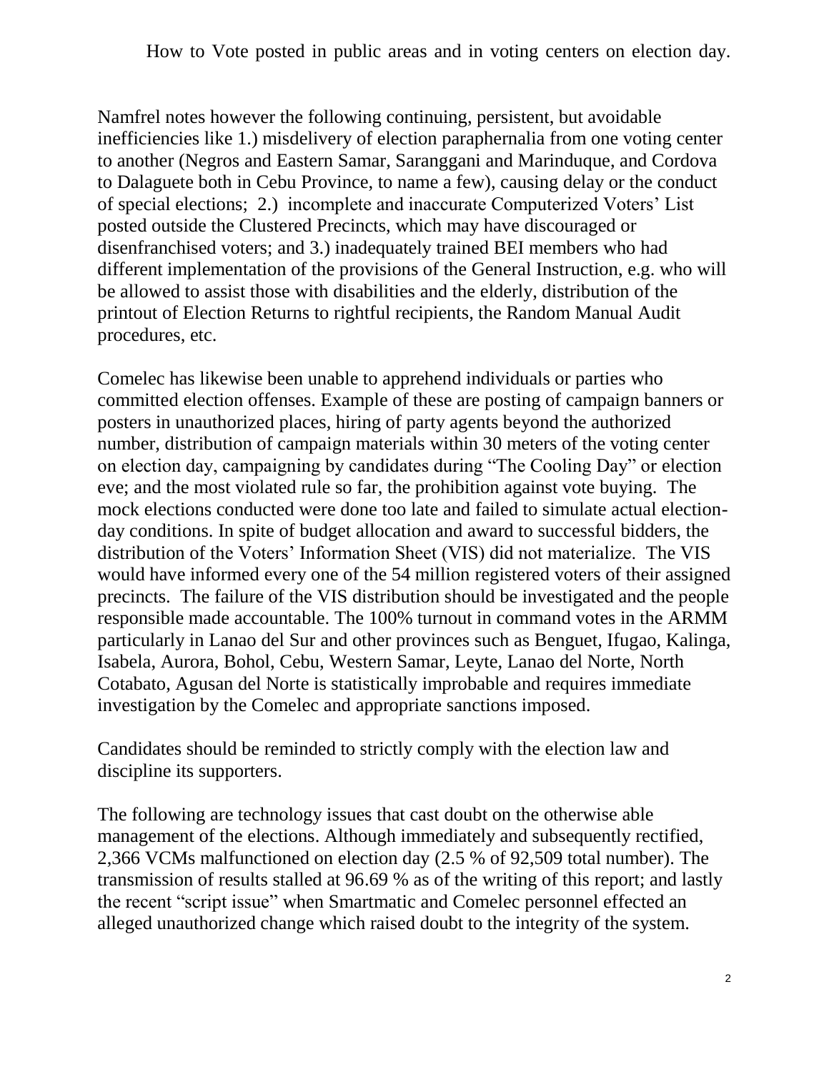How to Vote posted in public areas and in voting centers on election day.

Namfrel notes however the following continuing, persistent, but avoidable inefficiencies like 1.) misdelivery of election paraphernalia from one voting center to another (Negros and Eastern Samar, Saranggani and Marinduque, and Cordova to Dalaguete both in Cebu Province, to name a few), causing delay or the conduct of special elections; 2.) incomplete and inaccurate Computerized Voters' List posted outside the Clustered Precincts, which may have discouraged or disenfranchised voters; and 3.) inadequately trained BEI members who had different implementation of the provisions of the General Instruction, e.g. who will be allowed to assist those with disabilities and the elderly, distribution of the printout of Election Returns to rightful recipients, the Random Manual Audit procedures, etc.

Comelec has likewise been unable to apprehend individuals or parties who committed election offenses. Example of these are posting of campaign banners or posters in unauthorized places, hiring of party agents beyond the authorized number, distribution of campaign materials within 30 meters of the voting center on election day, campaigning by candidates during "The Cooling Day" or election eve; and the most violated rule so far, the prohibition against vote buying. The mock elections conducted were done too late and failed to simulate actual election-day conditions. In spite of budget allocation and award to successful bidders, the distribution of the Voters' Information Sheet (VIS) did not materialize. The VIS would have informed every one of the 54 million registered voters of their assigned precincts. The failure of the VIS distribution should be investigated and the people responsible made accountable. The 100% turnout in command votes in the ARMM particularly in Lanao del Sur and other provinces such as Benguet, Ifugao, Kalinga, Isabela, Aurora, Bohol, Cebu, Western Samar, Leyte, Lanao del Norte, North Cotabato, Agusan del Norte is statistically improbable and requires immediate investigation by the Comelec and appropriate sanctions imposed.

Candidates should be reminded to strictly comply with the election law and discipline its supporters.

The following are technology issues that cast doubt on the otherwise able management of the elections. Although immediately and subsequently rectified, 2,366 VCMs malfunctioned on election day (2.5 % of 92,509 total number). The transmission of results stalled at 96.69 % as of the writing of this report; and lastly the recent "script issue" when Smartmatic and Comelec personnel effected an alleged unauthorized change which raised doubt to the integrity of the system.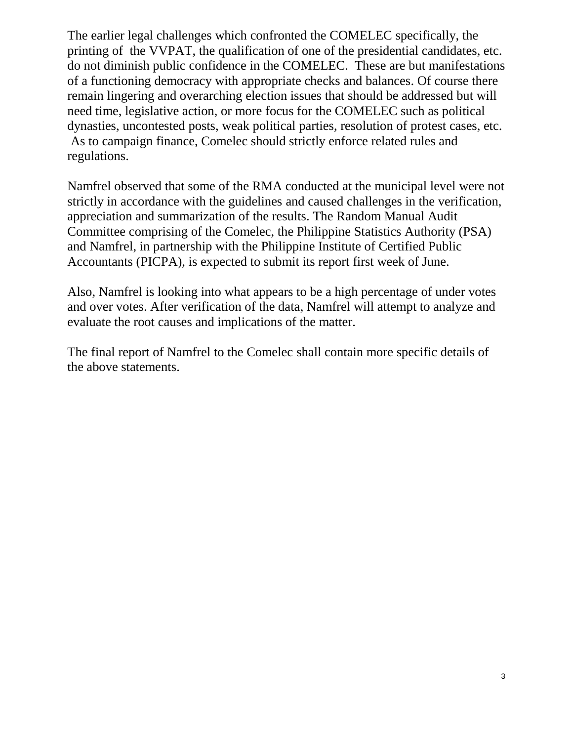The earlier legal challenges which confronted the COMELEC specifically, the printing of the VVPAT, the qualification of one of the presidential candidates, etc. do not diminish public confidence in the COMELEC. These are but manifestations of a functioning democracy with appropriate checks and balances. Of course there remain lingering and overarching election issues that should be addressed but will need time, legislative action, or more focus for the COMELEC such as political dynasties, uncontested posts, weak political parties, resolution of protest cases, etc. As to campaign finance, Comelec should strictly enforce related rules and regulations.

Namfrel observed that some of the RMA conducted at the municipal level were not strictly in accordance with the guidelines and caused challenges in the verification, appreciation and summarization of the results. The Random Manual Audit Committee comprising of the Comelec, the Philippine Statistics Authority (PSA) and Namfrel, in partnership with the Philippine Institute of Certified Public Accountants (PICPA), is expected to submit its report first week of June.

Also, Namfrel is looking into what appears to be a high percentage of under votes and over votes. After verification of the data, Namfrel will attempt to analyze and evaluate the root causes and implications of the matter.

The final report of Namfrel to the Comelec shall contain more specific details of the above statements.